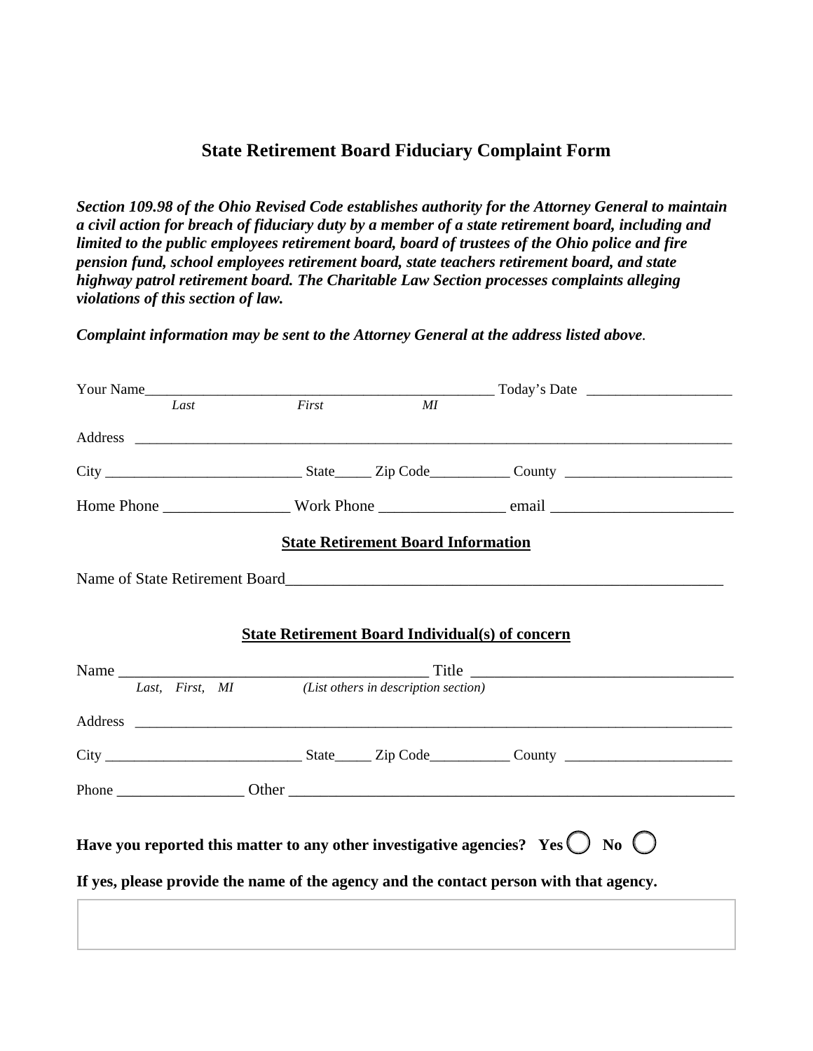## State Retirement Board Fiduciary Complaint Form

***Section 109.98 of the Ohio Revised Code establishes authority for the Attorney General to maintain a civil action for breach of fiduciary duty by a member of a state retirement board, including and limited to the public employees retirement board, board of trustees of the Ohio police and fire pension fund, school employees retirement board, state teachers retirement board, and state highway patrol retirement board. The Charitable Law Section processes complaints alleging violations of this section of law.***

***Complaint information may be sent to the Attorney General at the address listed above.***

Your Name_________________________________________________ Today's Date ____________________
*Last* *First* *MI*

Address ______________________________________________________________________________________

City ___________________________ State_____ Zip Code___________ County _______________________

Home Phone ________________ Work Phone ________________ email _______________________

**State Retirement Board Information**

Name of State Retirement Board_________________________________________________________

**State Retirement Board Individual(s) of concern**

Name ________________________________________ Title _________________________________
*Last, First, MI* *(List others in description section)*

Address ______________________________________________________________________________________

City ___________________________ State_____ Zip Code___________ County _______________________

Phone _________________ Other ___________________________________________________________

**Have you reported this matter to any other investigative agencies? Yes ◯ No ◯**

**If yes, please provide the name of the agency and the contact person with that agency.**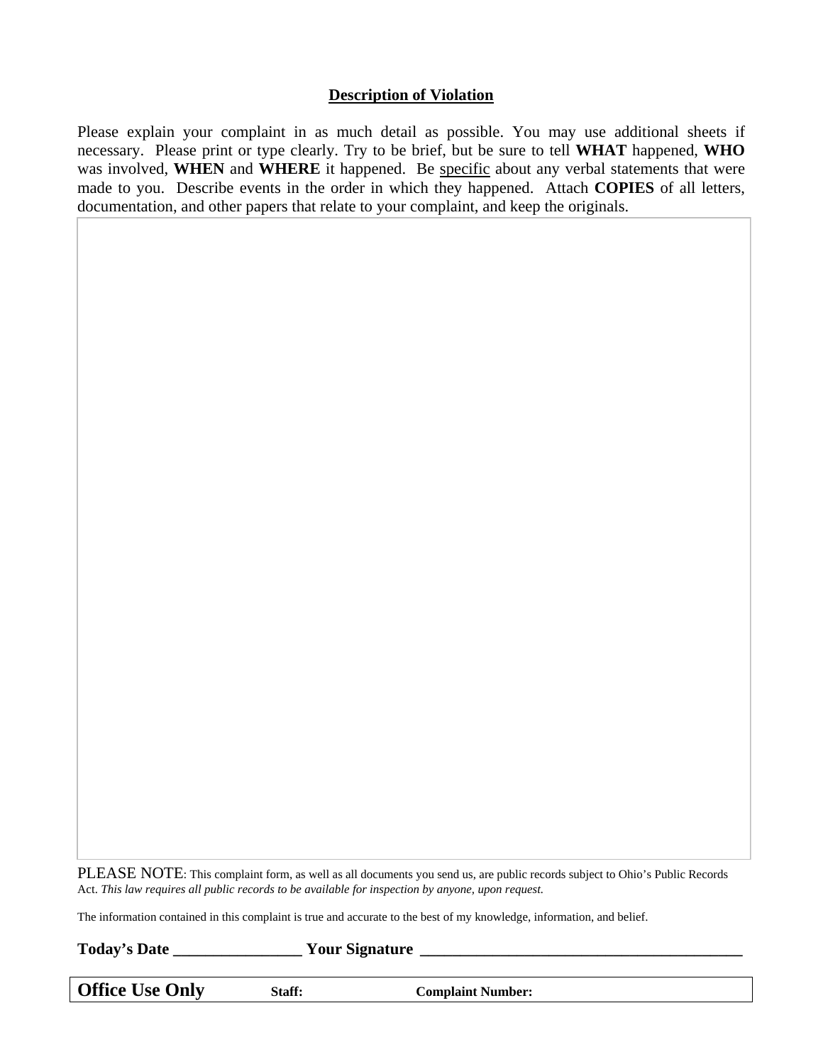## **Description of Violation**

Please explain your complaint in as much detail as possible. You may use additional sheets if necessary. Please print or type clearly. Try to be brief, but be sure to tell **WHAT** happened, **WHO** was involved, **WHEN** and **WHERE** it happened. Be specific about any verbal statements that were made to you. Describe events in the order in which they happened. Attach **COPIES** of all letters, documentation, and other papers that relate to your complaint, and keep the originals.

PLEASE NOTE: This complaint form, as well as all documents you send us, are public records subject to Ohio's Public Records Act. *This law requires all public records to be available for inspection by anyone, upon request.*

The information contained in this complaint is true and accurate to the best of my knowledge, information, and belief.

**Today's Date ________________ Your Signature ________________________________________**

| | | |
|---|---|---|
| **Office Use Only** | **Staff:** | **Complaint Number:** |